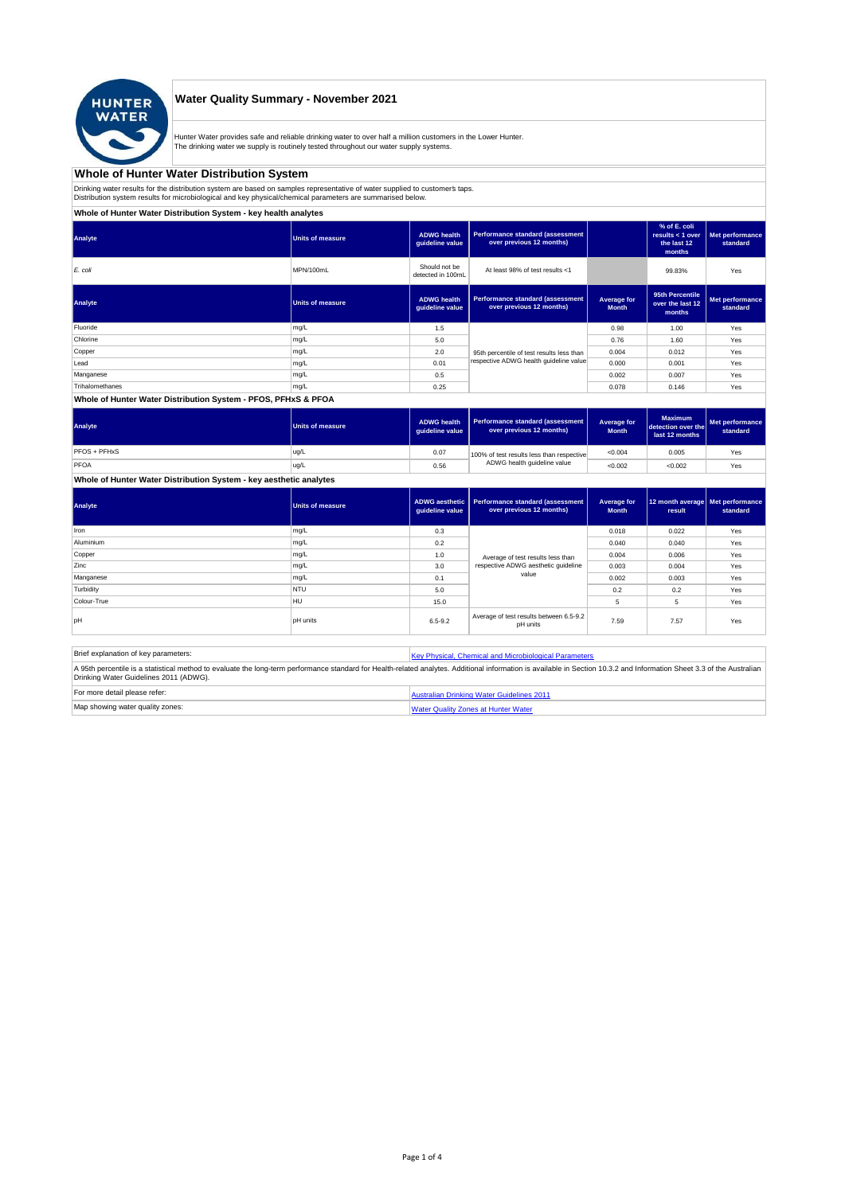# Water Quality Summary - November 2021

Hunter Water provides safe and reliable drinking water to over half a million customers in the Lower Hunter.
The drinking water we supply is routinely tested throughout our water supply systems.

## Whole of Hunter Water Distribution System

Drinking water results for the distribution system are based on samples representative of water supplied to customer's taps.
Distribution system results for microbiological and key physical/chemical parameters are summarised below.

### Whole of Hunter Water Distribution System - key health analytes

| Analyte | Units of measure | ADWG health guideline value | Performance standard (assessment over previous 12 months) | | % of E. coli results < 1 over the last 12 months | Met performance standard |
|---|---|---|---|---|---|---|
| *E. coli* | MPN/100mL | Should not be detected in 100mL | At least 98% of test results <1 | | 99.83% | Yes |

| Analyte | Units of measure | ADWG health guideline value | Performance standard (assessment over previous 12 months) | Average for Month | 95th Percentile over the last 12 months | Met performance standard |
|---|---|---|---|---|---|---|
| Fluoride | mg/L | 1.5 | 95th percentile of test results less than respective ADWG health guideline value | 0.98 | 1.00 | Yes |
| Chlorine | mg/L | 5.0 | | 0.76 | 1.60 | Yes |
| Copper | mg/L | 2.0 | | 0.004 | 0.012 | Yes |
| Lead | mg/L | 0.01 | | 0.000 | 0.001 | Yes |
| Manganese | mg/L | 0.5 | | 0.002 | 0.007 | Yes |
| Trihalomethanes | mg/L | 0.25 | | 0.078 | 0.146 | Yes |

### Whole of Hunter Water Distribution System - PFOS, PFHxS & PFOA

| Analyte | Units of measure | ADWG health guideline value | Performance standard (assessment over previous 12 months) | Average for Month | Maximum detection over the last 12 months | Met performance standard |
|---|---|---|---|---|---|---|
| PFOS + PFHxS | ug/L | 0.07 | 100% of test results less than respective ADWG health guideline value | <0.004 | 0.005 | Yes |
| PFOA | ug/L | 0.56 | | <0.002 | <0.002 | Yes |

### Whole of Hunter Water Distribution System - key aesthetic analytes

| Analyte | Units of measure | ADWG aesthetic guideline value | Performance standard (assessment over previous 12 months) | Average for Month | 12 month average result | Met performance standard |
|---|---|---|---|---|---|---|
| Iron | mg/L | 0.3 | Average of test results less than respective ADWG aesthetic guideline value | 0.018 | 0.022 | Yes |
| Aluminium | mg/L | 0.2 | | 0.040 | 0.040 | Yes |
| Copper | mg/L | 1.0 | | 0.004 | 0.006 | Yes |
| Zinc | mg/L | 3.0 | | 0.003 | 0.004 | Yes |
| Manganese | mg/L | 0.1 | | 0.002 | 0.003 | Yes |
| Turbidity | NTU | 5.0 | | 0.2 | 0.2 | Yes |
| Colour-True | HU | 15.0 | | 5 | 5 | Yes |
| pH | pH units | 6.5-9.2 | Average of test results between 6.5-9.2 pH units | 7.59 | 7.57 | Yes |

| | |
|---|---|
| Brief explanation of key parameters: | Key Physical, Chemical and Microbiological Parameters |
| A 95th percentile is a statistical method to evaluate the long-term performance standard for Health-related analytes. Additional information is available in Section 10.3.2 and Information Sheet 3.3 of the Australian Drinking Water Guidelines 2011 (ADWG). | |
| For more detail please refer: | Australian Drinking Water Guidelines 2011 |
| Map showing water quality zones: | Water Quality Zones at Hunter Water |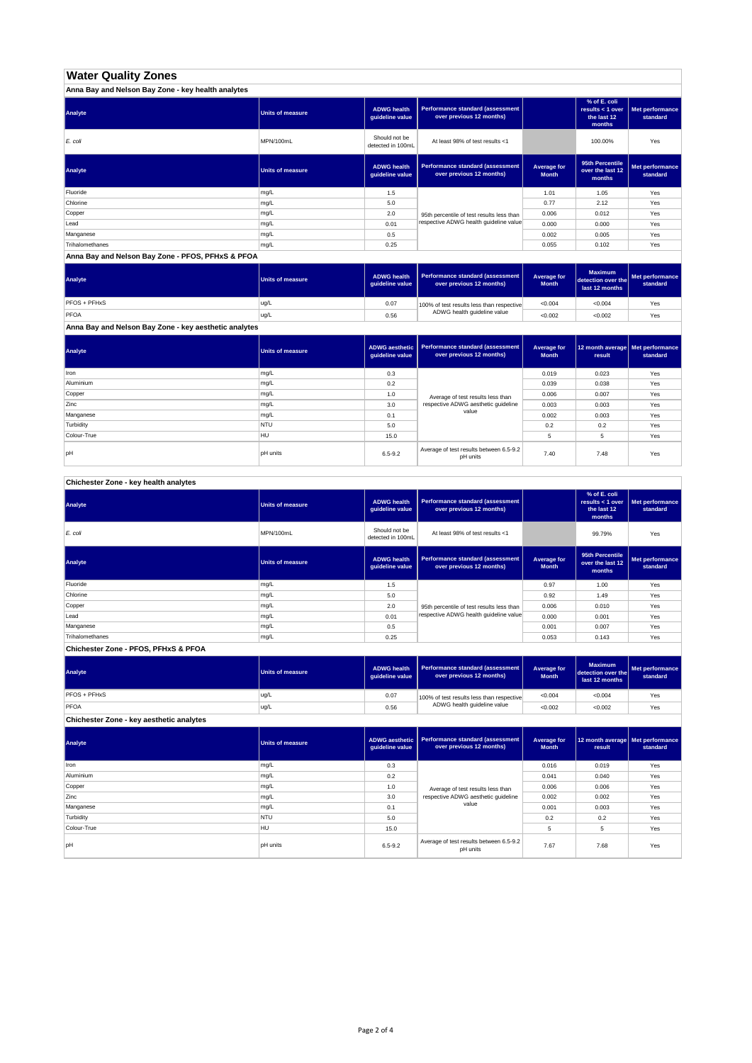# Water Quality Zones

## Anna Bay and Nelson Bay Zone - key health analytes

| Analyte | Units of measure | ADWG health guideline value | Performance standard (assessment over previous 12 months) | | % of E. coli results < 1 over the last 12 months | Met performance standard |
|---|---|---|---|---|---|---|
| *E. coli* | MPN/100mL | Should not be detected in 100mL | At least 98% of test results <1 | | 100.00% | Yes |

| Analyte | Units of measure | ADWG health guideline value | Performance standard (assessment over previous 12 months) | Average for Month | 95th Percentile over the last 12 months | Met performance standard |
|---|---|---|---|---|---|---|
| Fluoride | mg/L | 1.5 | 95th percentile of test results less than respective ADWG health guideline value | 1.01 | 1.05 | Yes |
| Chlorine | mg/L | 5.0 | | 0.77 | 2.12 | Yes |
| Copper | mg/L | 2.0 | | 0.006 | 0.012 | Yes |
| Lead | mg/L | 0.01 | | 0.000 | 0.000 | Yes |
| Manganese | mg/L | 0.5 | | 0.002 | 0.005 | Yes |
| Trihalomethanes | mg/L | 0.25 | | 0.055 | 0.102 | Yes |

## Anna Bay and Nelson Bay Zone - PFOS, PFHxS & PFOA

| Analyte | Units of measure | ADWG health guideline value | Performance standard (assessment over previous 12 months) | Average for Month | Maximum detection over the last 12 months | Met performance standard |
|---|---|---|---|---|---|---|
| PFOS + PFHxS | ug/L | 0.07 | 100% of test results less than respective ADWG health guideline value | <0.004 | <0.004 | Yes |
| PFOA | ug/L | 0.56 | | <0.002 | <0.002 | Yes |

## Anna Bay and Nelson Bay Zone - key aesthetic analytes

| Analyte | Units of measure | ADWG aesthetic guideline value | Performance standard (assessment over previous 12 months) | Average for Month | 12 month average result | Met performance standard |
|---|---|---|---|---|---|---|
| Iron | mg/L | 0.3 | Average of test results less than respective ADWG aesthetic guideline value | 0.019 | 0.023 | Yes |
| Aluminium | mg/L | 0.2 | | 0.039 | 0.038 | Yes |
| Copper | mg/L | 1.0 | | 0.006 | 0.007 | Yes |
| Zinc | mg/L | 3.0 | | 0.003 | 0.003 | Yes |
| Manganese | mg/L | 0.1 | | 0.002 | 0.003 | Yes |
| Turbidity | NTU | 5.0 | | 0.2 | 0.2 | Yes |
| Colour-True | HU | 15.0 | | 5 | 5 | Yes |
| pH | pH units | 6.5-9.2 | Average of test results between 6.5-9.2 pH units | 7.40 | 7.48 | Yes |

## Chichester Zone - key health analytes

| Analyte | Units of measure | ADWG health guideline value | Performance standard (assessment over previous 12 months) | | % of E. coli results < 1 over the last 12 months | Met performance standard |
|---|---|---|---|---|---|---|
| *E. coli* | MPN/100mL | Should not be detected in 100mL | At least 98% of test results <1 | | 99.79% | Yes |

| Analyte | Units of measure | ADWG health guideline value | Performance standard (assessment over previous 12 months) | Average for Month | 95th Percentile over the last 12 months | Met performance standard |
|---|---|---|---|---|---|---|
| Fluoride | mg/L | 1.5 | 95th percentile of test results less than respective ADWG health guideline value | 0.97 | 1.00 | Yes |
| Chlorine | mg/L | 5.0 | | 0.92 | 1.49 | Yes |
| Copper | mg/L | 2.0 | | 0.006 | 0.010 | Yes |
| Lead | mg/L | 0.01 | | 0.000 | 0.001 | Yes |
| Manganese | mg/L | 0.5 | | 0.001 | 0.007 | Yes |
| Trihalomethanes | mg/L | 0.25 | | 0.053 | 0.143 | Yes |

## Chichester Zone - PFOS, PFHxS & PFOA

| Analyte | Units of measure | ADWG health guideline value | Performance standard (assessment over previous 12 months) | Average for Month | Maximum detection over the last 12 months | Met performance standard |
|---|---|---|---|---|---|---|
| PFOS + PFHxS | ug/L | 0.07 | 100% of test results less than respective ADWG health guideline value | <0.004 | <0.004 | Yes |
| PFOA | ug/L | 0.56 | | <0.002 | <0.002 | Yes |

## Chichester Zone - key aesthetic analytes

| Analyte | Units of measure | ADWG aesthetic guideline value | Performance standard (assessment over previous 12 months) | Average for Month | 12 month average result | Met performance standard |
|---|---|---|---|---|---|---|
| Iron | mg/L | 0.3 | Average of test results less than respective ADWG aesthetic guideline value | 0.016 | 0.019 | Yes |
| Aluminium | mg/L | 0.2 | | 0.041 | 0.040 | Yes |
| Copper | mg/L | 1.0 | | 0.006 | 0.006 | Yes |
| Zinc | mg/L | 3.0 | | 0.002 | 0.002 | Yes |
| Manganese | mg/L | 0.1 | | 0.001 | 0.003 | Yes |
| Turbidity | NTU | 5.0 | | 0.2 | 0.2 | Yes |
| Colour-True | HU | 15.0 | | 5 | 5 | Yes |
| pH | pH units | 6.5-9.2 | Average of test results between 6.5-9.2 pH units | 7.67 | 7.68 | Yes |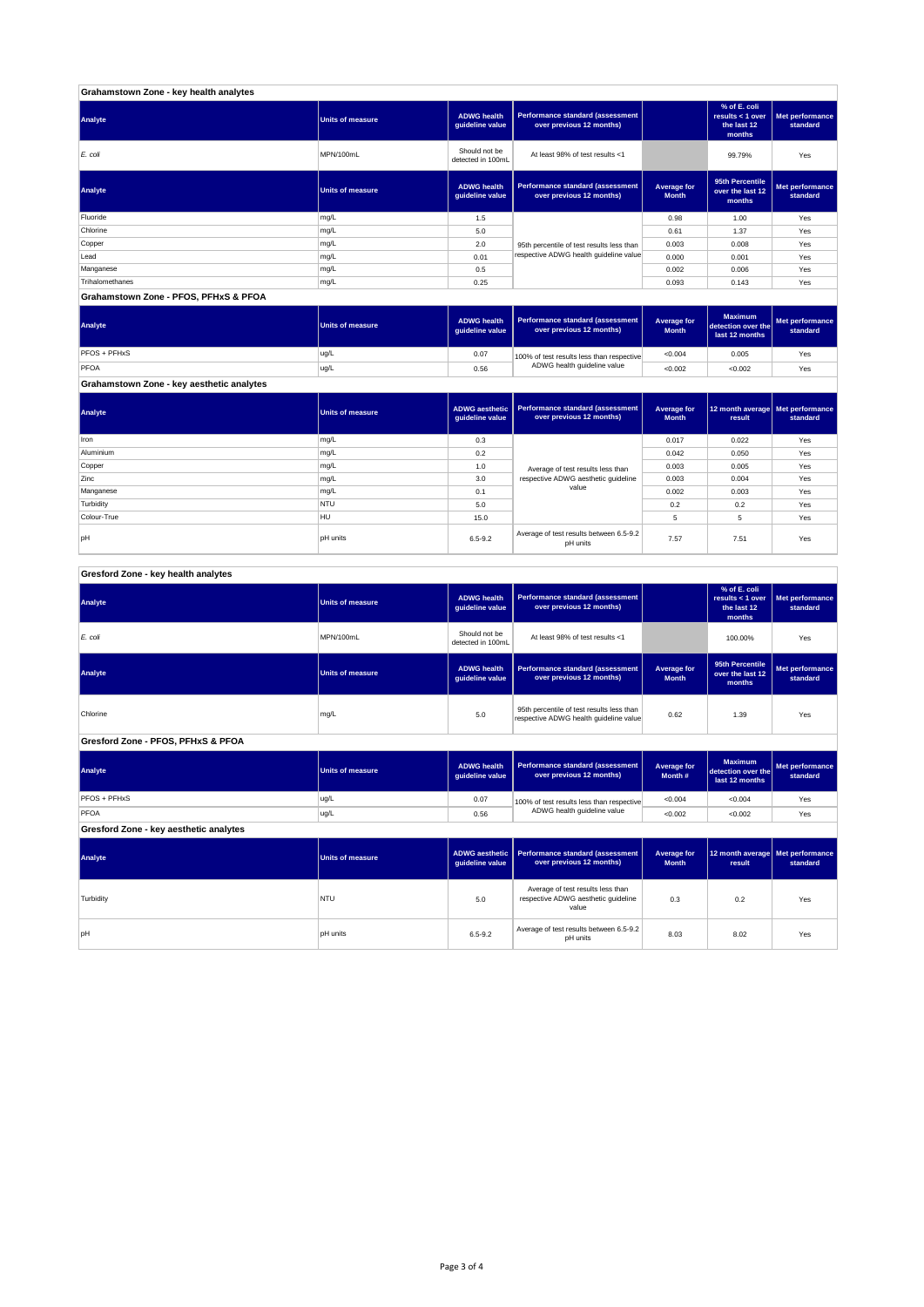## Grahamstown Zone - key health analytes

| Analyte | Units of measure | ADWG health guideline value | Performance standard (assessment over previous 12 months) | | % of E. coli results < 1 over the last 12 months | Met performance standard |
|---|---|---|---|---|---|---|
| *E. coli* | MPN/100mL | Should not be detected in 100mL | At least 98% of test results <1 | | 99.79% | Yes |

| Analyte | Units of measure | ADWG health guideline value | Performance standard (assessment over previous 12 months) | Average for Month | 95th Percentile over the last 12 months | Met performance standard |
|---|---|---|---|---|---|---|
| Fluoride | mg/L | 1.5 | 95th percentile of test results less than respective ADWG health guideline value | 0.98 | 1.00 | Yes |
| Chlorine | mg/L | 5.0 | | 0.61 | 1.37 | Yes |
| Copper | mg/L | 2.0 | | 0.003 | 0.008 | Yes |
| Lead | mg/L | 0.01 | | 0.000 | 0.001 | Yes |
| Manganese | mg/L | 0.5 | | 0.002 | 0.006 | Yes |
| Trihalomethanes | mg/L | 0.25 | | 0.093 | 0.143 | Yes |

## Grahamstown Zone - PFOS, PFHxS & PFOA

| Analyte | Units of measure | ADWG health guideline value | Performance standard (assessment over previous 12 months) | Average for Month | Maximum detection over the last 12 months | Met performance standard |
|---|---|---|---|---|---|---|
| PFOS + PFHxS | ug/L | 0.07 | 100% of test results less than respective ADWG health guideline value | <0.004 | 0.005 | Yes |
| PFOA | ug/L | 0.56 | | <0.002 | <0.002 | Yes |

## Grahamstown Zone - key aesthetic analytes

| Analyte | Units of measure | ADWG aesthetic guideline value | Performance standard (assessment over previous 12 months) | Average for Month | 12 month average result | Met performance standard |
|---|---|---|---|---|---|---|
| Iron | mg/L | 0.3 | Average of test results less than respective ADWG aesthetic guideline value | 0.017 | 0.022 | Yes |
| Aluminium | mg/L | 0.2 | | 0.042 | 0.050 | Yes |
| Copper | mg/L | 1.0 | | 0.003 | 0.005 | Yes |
| Zinc | mg/L | 3.0 | | 0.003 | 0.004 | Yes |
| Manganese | mg/L | 0.1 | | 0.002 | 0.003 | Yes |
| Turbidity | NTU | 5.0 | | 0.2 | 0.2 | Yes |
| Colour-True | HU | 15.0 | | 5 | 5 | Yes |
| pH | pH units | 6.5-9.2 | Average of test results between 6.5-9.2 pH units | 7.57 | 7.51 | Yes |

## Gresford Zone - key health analytes

| Analyte | Units of measure | ADWG health guideline value | Performance standard (assessment over previous 12 months) | | % of E. coli results < 1 over the last 12 months | Met performance standard |
|---|---|---|---|---|---|---|
| *E. coli* | MPN/100mL | Should not be detected in 100mL | At least 98% of test results <1 | | 100.00% | Yes |

| Analyte | Units of measure | ADWG health guideline value | Performance standard (assessment over previous 12 months) | Average for Month | 95th Percentile over the last 12 months | Met performance standard |
|---|---|---|---|---|---|---|
| Chlorine | mg/L | 5.0 | 95th percentile of test results less than respective ADWG health guideline value | 0.62 | 1.39 | Yes |

## Gresford Zone - PFOS, PFHxS & PFOA

| Analyte | Units of measure | ADWG health guideline value | Performance standard (assessment over previous 12 months) | Average for Month # | Maximum detection over the last 12 months | Met performance standard |
|---|---|---|---|---|---|---|
| PFOS + PFHxS | ug/L | 0.07 | 100% of test results less than respective ADWG health guideline value | <0.004 | <0.004 | Yes |
| PFOA | ug/L | 0.56 | | <0.002 | <0.002 | Yes |

## Gresford Zone - key aesthetic analytes

| Analyte | Units of measure | ADWG aesthetic guideline value | Performance standard (assessment over previous 12 months) | Average for Month | 12 month average result | Met performance standard |
|---|---|---|---|---|---|---|
| Turbidity | NTU | 5.0 | Average of test results less than respective ADWG aesthetic guideline value | 0.3 | 0.2 | Yes |
| pH | pH units | 6.5-9.2 | Average of test results between 6.5-9.2 pH units | 8.03 | 8.02 | Yes |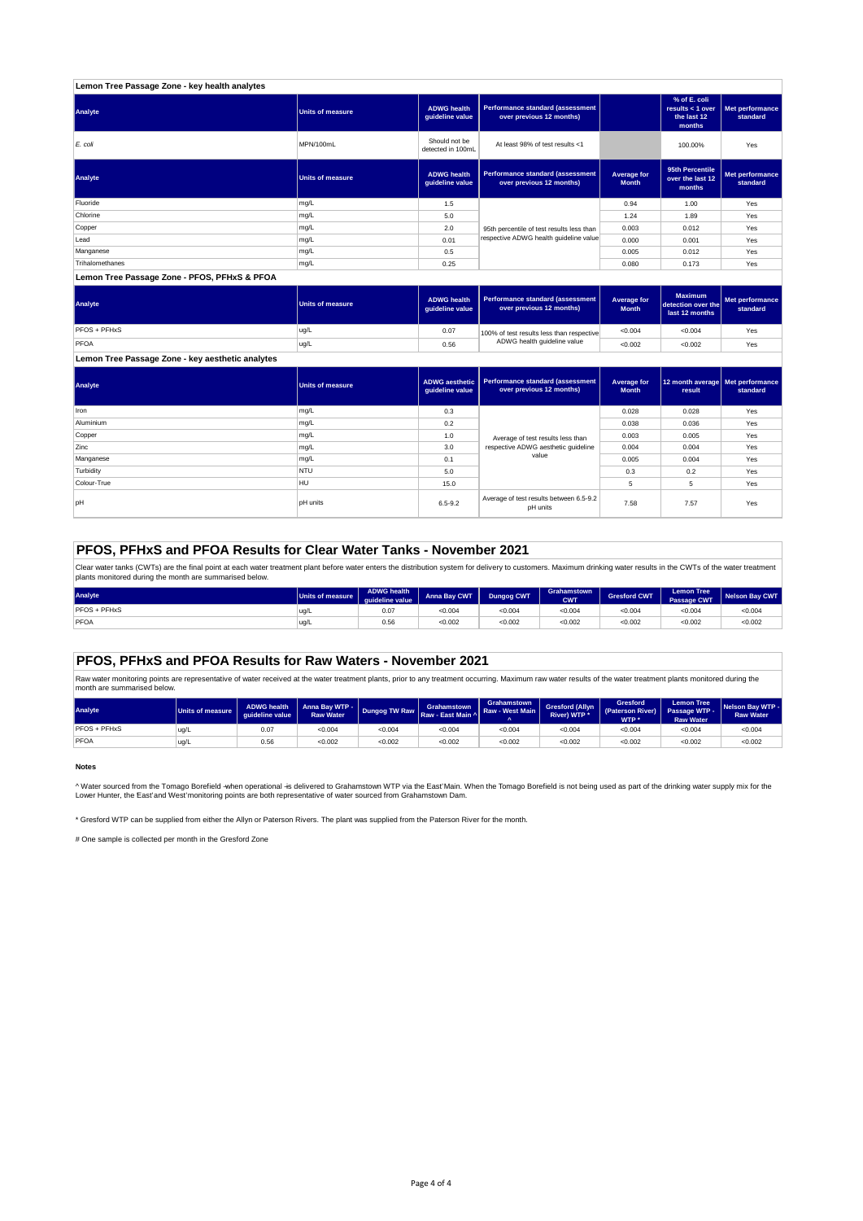## Lemon Tree Passage Zone - key health analytes

| Analyte | Units of measure | ADWG health guideline value | Performance standard (assessment over previous 12 months) | | % of E. coli results < 1 over the last 12 months | Met performance standard |
|---|---|---|---|---|---|---|
| *E. coli* | MPN/100mL | Should not be detected in 100mL | At least 98% of test results <1 | | 100.00% | Yes |

| Analyte | Units of measure | ADWG health guideline value | Performance standard (assessment over previous 12 months) | Average for Month | 95th Percentile over the last 12 months | Met performance standard |
|---|---|---|---|---|---|---|
| Fluoride | mg/L | 1.5 | 95th percentile of test results less than respective ADWG health guideline value | 0.94 | 1.00 | Yes |
| Chlorine | mg/L | 5.0 | | 1.24 | 1.89 | Yes |
| Copper | mg/L | 2.0 | | 0.003 | 0.012 | Yes |
| Lead | mg/L | 0.01 | | 0.000 | 0.001 | Yes |
| Manganese | mg/L | 0.5 | | 0.005 | 0.012 | Yes |
| Trihalomethanes | mg/L | 0.25 | | 0.080 | 0.173 | Yes |

## Lemon Tree Passage Zone - PFOS, PFHxS & PFOA

| Analyte | Units of measure | ADWG health guideline value | Performance standard (assessment over previous 12 months) | Average for Month | Maximum detection over the last 12 months | Met performance standard |
|---|---|---|---|---|---|---|
| PFOS + PFHxS | ug/L | 0.07 | 100% of test results less than respective ADWG health guideline value | <0.004 | <0.004 | Yes |
| PFOA | ug/L | 0.56 | | <0.002 | <0.002 | Yes |

## Lemon Tree Passage Zone - key aesthetic analytes

| Analyte | Units of measure | ADWG aesthetic guideline value | Performance standard (assessment over previous 12 months) | Average for Month | 12 month average result | Met performance standard |
|---|---|---|---|---|---|---|
| Iron | mg/L | 0.3 | Average of test results less than respective ADWG aesthetic guideline value | 0.028 | 0.028 | Yes |
| Aluminium | mg/L | 0.2 | | 0.038 | 0.036 | Yes |
| Copper | mg/L | 1.0 | | 0.003 | 0.005 | Yes |
| Zinc | mg/L | 3.0 | | 0.004 | 0.004 | Yes |
| Manganese | mg/L | 0.1 | | 0.005 | 0.004 | Yes |
| Turbidity | NTU | 5.0 | | 0.3 | 0.2 | Yes |
| Colour-True | HU | 15.0 | | 5 | 5 | Yes |
| pH | pH units | 6.5-9.2 | Average of test results between 6.5-9.2 pH units | 7.58 | 7.57 | Yes |

## PFOS, PFHxS and PFOA Results for Clear Water Tanks - November 2021

Clear water tanks (CWTs) are the final point at each water treatment plant before water enters the distribution system for delivery to customers. Maximum drinking water results in the CWTs of the water treatment plants monitored during the month are summarised below.

| Analyte | Units of measure | ADWG health guideline value | Anna Bay CWT | Dungog CWT | Grahamstown CWT | Gresford CWT | Lemon Tree Passage CWT | Nelson Bay CWT |
|---|---|---|---|---|---|---|---|---|
| PFOS + PFHxS | ug/L | 0.07 | <0.004 | <0.004 | <0.004 | <0.004 | <0.004 | <0.004 |
| PFOA | ug/L | 0.56 | <0.002 | <0.002 | <0.002 | <0.002 | <0.002 | <0.002 |

## PFOS, PFHxS and PFOA Results for Raw Waters - November 2021

Raw water monitoring points are representative of water received at the water treatment plants, prior to any treatment occurring. Maximum raw water results of the water treatment plants monitored during the month are summarised below.

| Analyte | Units of measure | ADWG health guideline value | Anna Bay WTP - Raw Water | Dungog TW Raw | Grahamstown Raw - East Main ^ | Grahamstown Raw - West Main ^ | Gresford (Allyn River) WTP * | Gresford (Paterson River) WTP * | Lemon Tree Passage WTP - Raw Water | Nelson Bay WTP - Raw Water |
|---|---|---|---|---|---|---|---|---|---|---|
| PFOS + PFHxS | ug/L | 0.07 | <0.004 | <0.004 | <0.004 | <0.004 | <0.004 | <0.004 | <0.004 | <0.004 |
| PFOA | ug/L | 0.56 | <0.002 | <0.002 | <0.002 | <0.002 | <0.002 | <0.002 | <0.002 | <0.002 |

**Notes**

^ Water sourced from the Tomago Borefield -when operational -is delivered to Grahamstown WTP via the East'Main. When the Tomago Borefield is not being used as part of the drinking water supply mix for the Lower Hunter, the East'and West'monitoring points are both representative of water sourced from Grahamstown Dam.

* Gresford WTP can be supplied from either the Allyn or Paterson Rivers. The plant was supplied from the Paterson River for the month.

# One sample is collected per month in the Gresford Zone